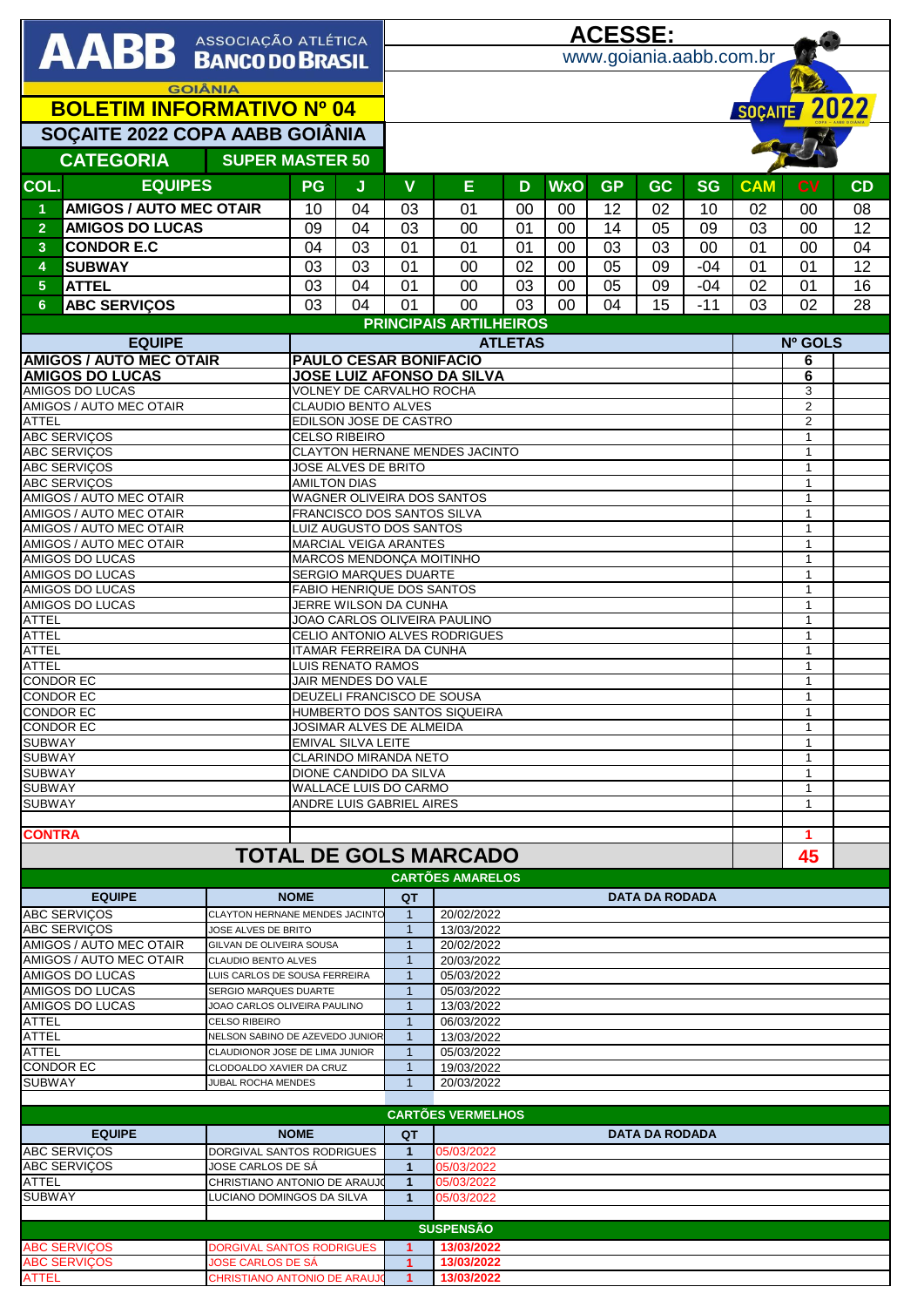# AABB ASSOCIAÇÃO ATLÉTICA BANCO DO BRASIL

GOIÂNIA

**ACESSE:** www.goiania.aabb.com.br

## BOLETIM INFORMATIVO Nº 04

## SOÇAITE 2022 COPA AABB GOIÂNIA

**CATEGORIA** SUPER MASTER 50

| COL. | EQUIPES | PG | J | V | E | D | WxO | GP | GC | SG | CAM | CV | CD |
|---|---|---|---|---|---|---|---|---|---|---|---|---|---|
| 1 | AMIGOS / AUTO MEC OTAIR | 10 | 04 | 03 | 01 | 00 | 00 | 12 | 02 | 10 | 02 | 00 | 08 |
| 2 | AMIGOS DO LUCAS | 09 | 04 | 03 | 00 | 01 | 00 | 14 | 05 | 09 | 03 | 00 | 12 |
| 3 | CONDOR E.C | 04 | 03 | 01 | 01 | 01 | 00 | 03 | 03 | 00 | 01 | 00 | 04 |
| 4 | SUBWAY | 03 | 03 | 01 | 00 | 02 | 00 | 05 | 09 | -04 | 01 | 01 | 12 |
| 5 | ATTEL | 03 | 04 | 01 | 00 | 03 | 00 | 05 | 09 | -04 | 02 | 01 | 16 |
| 6 | ABC SERVIÇOS | 03 | 04 | 01 | 00 | 03 | 00 | 04 | 15 | -11 | 03 | 02 | 28 |

### PRINCIPAIS ARTILHEIROS

| EQUIPE | ATLETAS | Nº GOLS |
|---|---|---|
| **AMIGOS / AUTO MEC OTAIR** | **PAULO CESAR BONIFACIO** | **6** |
| **AMIGOS DO LUCAS** | **JOSE LUIZ AFONSO DA SILVA** | **6** |
| AMIGOS DO LUCAS | VOLNEY DE CARVALHO ROCHA | 3 |
| AMIGOS / AUTO MEC OTAIR | CLAUDIO BENTO ALVES | 2 |
| ATTEL | EDILSON JOSE DE CASTRO | 2 |
| ABC SERVIÇOS | CELSO RIBEIRO | 1 |
| ABC SERVIÇOS | CLAYTON HERNANE MENDES JACINTO | 1 |
| ABC SERVIÇOS | JOSE ALVES DE BRITO | 1 |
| ABC SERVIÇOS | AMILTON DIAS | 1 |
| AMIGOS / AUTO MEC OTAIR | WAGNER OLIVEIRA DOS SANTOS | 1 |
| AMIGOS / AUTO MEC OTAIR | FRANCISCO DOS SANTOS SILVA | 1 |
| AMIGOS / AUTO MEC OTAIR | LUIZ AUGUSTO DOS SANTOS | 1 |
| AMIGOS / AUTO MEC OTAIR | MARCIAL VEIGA ARANTES | 1 |
| AMIGOS DO LUCAS | MARCOS MENDONÇA MOITINHO | 1 |
| AMIGOS DO LUCAS | SERGIO MARQUES DUARTE | 1 |
| AMIGOS DO LUCAS | FABIO HENRIQUE DOS SANTOS | 1 |
| AMIGOS DO LUCAS | JERRE WILSON DA CUNHA | 1 |
| ATTEL | JOAO CARLOS OLIVEIRA PAULINO | 1 |
| ATTEL | CELIO ANTONIO ALVES RODRIGUES | 1 |
| ATTEL | ITAMAR FERREIRA DA CUNHA | 1 |
| ATTEL | LUIS RENATO RAMOS | 1 |
| CONDOR EC | JAIR MENDES DO VALE | 1 |
| CONDOR EC | DEUZELI FRANCISCO DE SOUSA | 1 |
| CONDOR EC | HUMBERTO DOS SANTOS SIQUEIRA | 1 |
| CONDOR EC | JOSIMAR ALVES DE ALMEIDA | 1 |
| SUBWAY | EMIVAL SILVA LEITE | 1 |
| SUBWAY | CLARINDO MIRANDA NETO | 1 |
| SUBWAY | DIONE CANDIDO DA SILVA | 1 |
| SUBWAY | WALLACE LUIS DO CARMO | 1 |
| SUBWAY | ANDRE LUIS GABRIEL AIRES | 1 |
| CONTRA | | 1 |
| **TOTAL DE GOLS MARCADO** | | **45** |

### CARTÕES AMARELOS

| EQUIPE | NOME | QT | DATA DA RODADA |
|---|---|---|---|
| ABC SERVIÇOS | CLAYTON HERNANE MENDES JACINTO | 1 | 20/02/2022 |
| ABC SERVIÇOS | JOSE ALVES DE BRITO | 1 | 13/03/2022 |
| AMIGOS / AUTO MEC OTAIR | GILVAN DE OLIVEIRA SOUSA | 1 | 20/02/2022 |
| AMIGOS / AUTO MEC OTAIR | CLAUDIO BENTO ALVES | 1 | 20/03/2022 |
| AMIGOS DO LUCAS | LUIS CARLOS DE SOUSA FERREIRA | 1 | 05/03/2022 |
| AMIGOS DO LUCAS | SERGIO MARQUES DUARTE | 1 | 05/03/2022 |
| AMIGOS DO LUCAS | JOAO CARLOS OLIVEIRA PAULINO | 1 | 13/03/2022 |
| ATTEL | CELSO RIBEIRO | 1 | 06/03/2022 |
| ATTEL | NELSON SABINO DE AZEVEDO JUNIOR | 1 | 13/03/2022 |
| ATTEL | CLAUDIONOR JOSE DE LIMA JUNIOR | 1 | 05/03/2022 |
| CONDOR EC | CLODOALDO XAVIER DA CRUZ | 1 | 19/03/2022 |
| SUBWAY | JUBAL ROCHA MENDES | 1 | 20/03/2022 |

### CARTÕES VERMELHOS

| EQUIPE | NOME | QT | DATA DA RODADA |
|---|---|---|---|
| ABC SERVIÇOS | DORGIVAL SANTOS RODRIGUES | 1 | 05/03/2022 |
| ABC SERVIÇOS | JOSE CARLOS DE SÁ | 1 | 05/03/2022 |
| ATTEL | CHRISTIANO ANTONIO DE ARAUJO | 1 | 05/03/2022 |
| SUBWAY | LUCIANO DOMINGOS DA SILVA | 1 | 05/03/2022 |

### SUSPENSÃO

| EQUIPE | NOME | QT | DATA |
|---|---|---|---|
| ABC SERVIÇOS | DORGIVAL SANTOS RODRIGUES | 1 | 13/03/2022 |
| ABC SERVIÇOS | JOSE CARLOS DE SÁ | 1 | 13/03/2022 |
| ATTEL | CHRISTIANO ANTONIO DE ARAUJO | 1 | 13/03/2022 |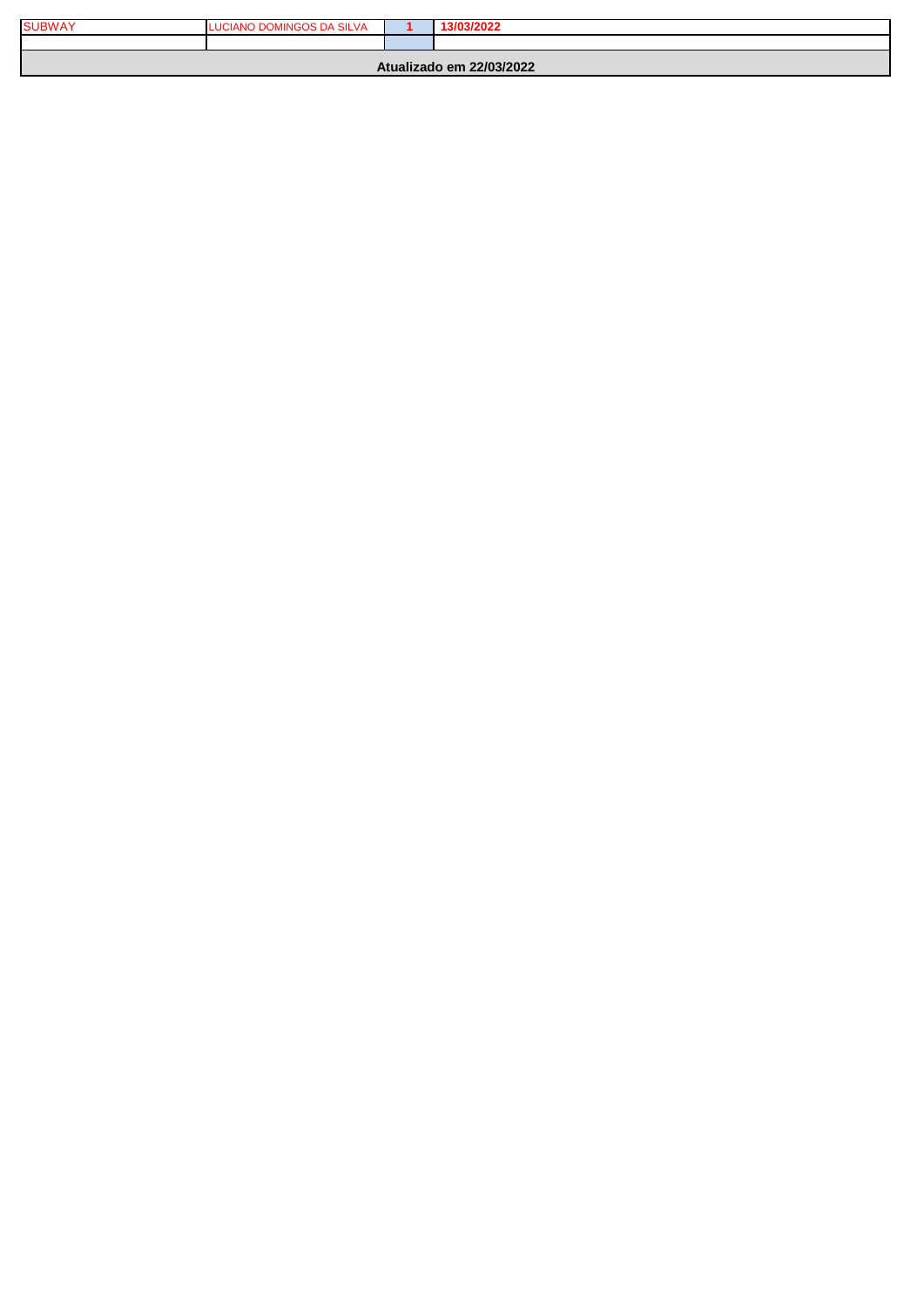| | | | |
|---|---|---|---|
| SUBWAY | LUCIANO DOMINGOS DA SILVA | **1** | **13/03/2022** |
| | | | |
| **Atualizado em 22/03/2022** | | | |